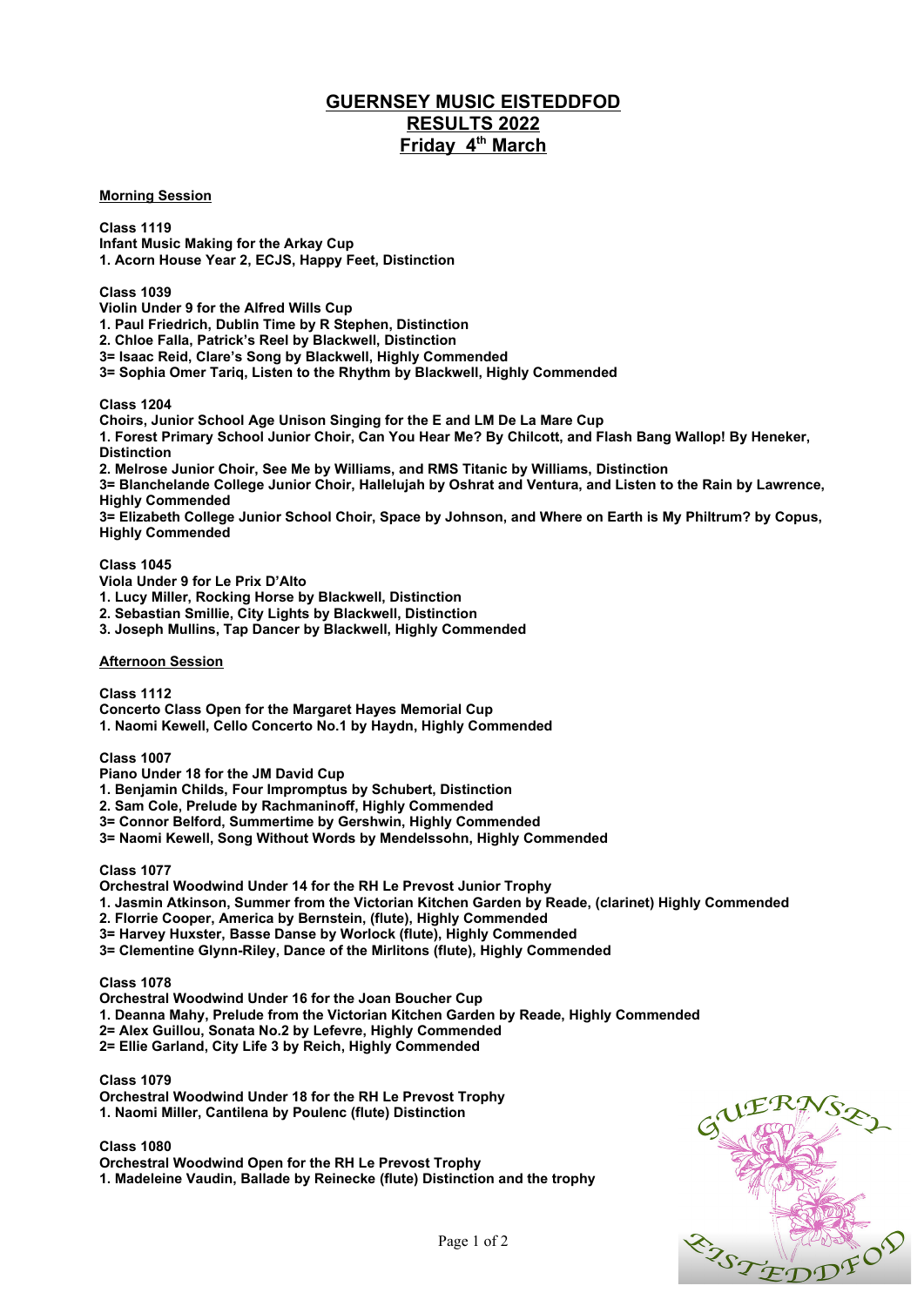# GUERNSEY MUSIC EISTEDDFOD
## RESULTS 2022
## Friday 4th March

**Morning Session**

**Class 1119**
**Infant Music Making for the Arkay Cup**
**1. Acorn House Year 2, ECJS, Happy Feet, Distinction**

**Class 1039**
**Violin Under 9 for the Alfred Wills Cup**
**1. Paul Friedrich, Dublin Time by R Stephen, Distinction**
**2. Chloe Falla, Patrick's Reel by Blackwell, Distinction**
**3= Isaac Reid, Clare's Song by Blackwell, Highly Commended**
**3= Sophia Omer Tariq, Listen to the Rhythm by Blackwell, Highly Commended**

**Class 1204**
**Choirs, Junior School Age Unison Singing for the E and LM De La Mare Cup**
**1. Forest Primary School Junior Choir, Can You Hear Me? By Chilcott, and Flash Bang Wallop! By Heneker, Distinction**
**2. Melrose Junior Choir, See Me by Williams, and RMS Titanic by Williams, Distinction**
**3= Blanchelande College Junior Choir, Hallelujah by Oshrat and Ventura, and Listen to the Rain by Lawrence, Highly Commended**
**3= Elizabeth College Junior School Choir, Space by Johnson, and Where on Earth is My Philtrum? by Copus, Highly Commended**

**Class 1045**
**Viola Under 9 for Le Prix D'Alto**
**1. Lucy Miller, Rocking Horse by Blackwell, Distinction**
**2. Sebastian Smillie, City Lights by Blackwell, Distinction**
**3. Joseph Mullins, Tap Dancer by Blackwell, Highly Commended**

**Afternoon Session**

**Class 1112**
**Concerto Class Open for the Margaret Hayes Memorial Cup**
**1. Naomi Kewell, Cello Concerto No.1 by Haydn, Highly Commended**

**Class 1007**
**Piano Under 18 for the JM David Cup**
**1. Benjamin Childs, Four Impromptus by Schubert, Distinction**
**2. Sam Cole, Prelude by Rachmaninoff, Highly Commended**
**3= Connor Belford, Summertime by Gershwin, Highly Commended**
**3= Naomi Kewell, Song Without Words by Mendelssohn, Highly Commended**

**Class 1077**
**Orchestral Woodwind Under 14 for the RH Le Prevost Junior Trophy**
**1. Jasmin Atkinson, Summer from the Victorian Kitchen Garden by Reade, (clarinet) Highly Commended**
**2. Florrie Cooper, America by Bernstein, (flute), Highly Commended**
**3= Harvey Huxster, Basse Danse by Worlock (flute), Highly Commended**
**3= Clementine Glynn-Riley, Dance of the Mirlitons (flute), Highly Commended**

**Class 1078**
**Orchestral Woodwind Under 16 for the Joan Boucher Cup**
**1. Deanna Mahy, Prelude from the Victorian Kitchen Garden by Reade, Highly Commended**
**2= Alex Guillou, Sonata No.2 by Lefevre, Highly Commended**
**2= Ellie Garland, City Life 3 by Reich, Highly Commended**

**Class 1079**
**Orchestral Woodwind Under 18 for the RH Le Prevost Trophy**
**1. Naomi Miller, Cantilena by Poulenc (flute) Distinction**

**Class 1080**
**Orchestral Woodwind Open for the RH Le Prevost Trophy**
**1. Madeleine Vaudin, Ballade by Reinecke (flute) Distinction and the trophy**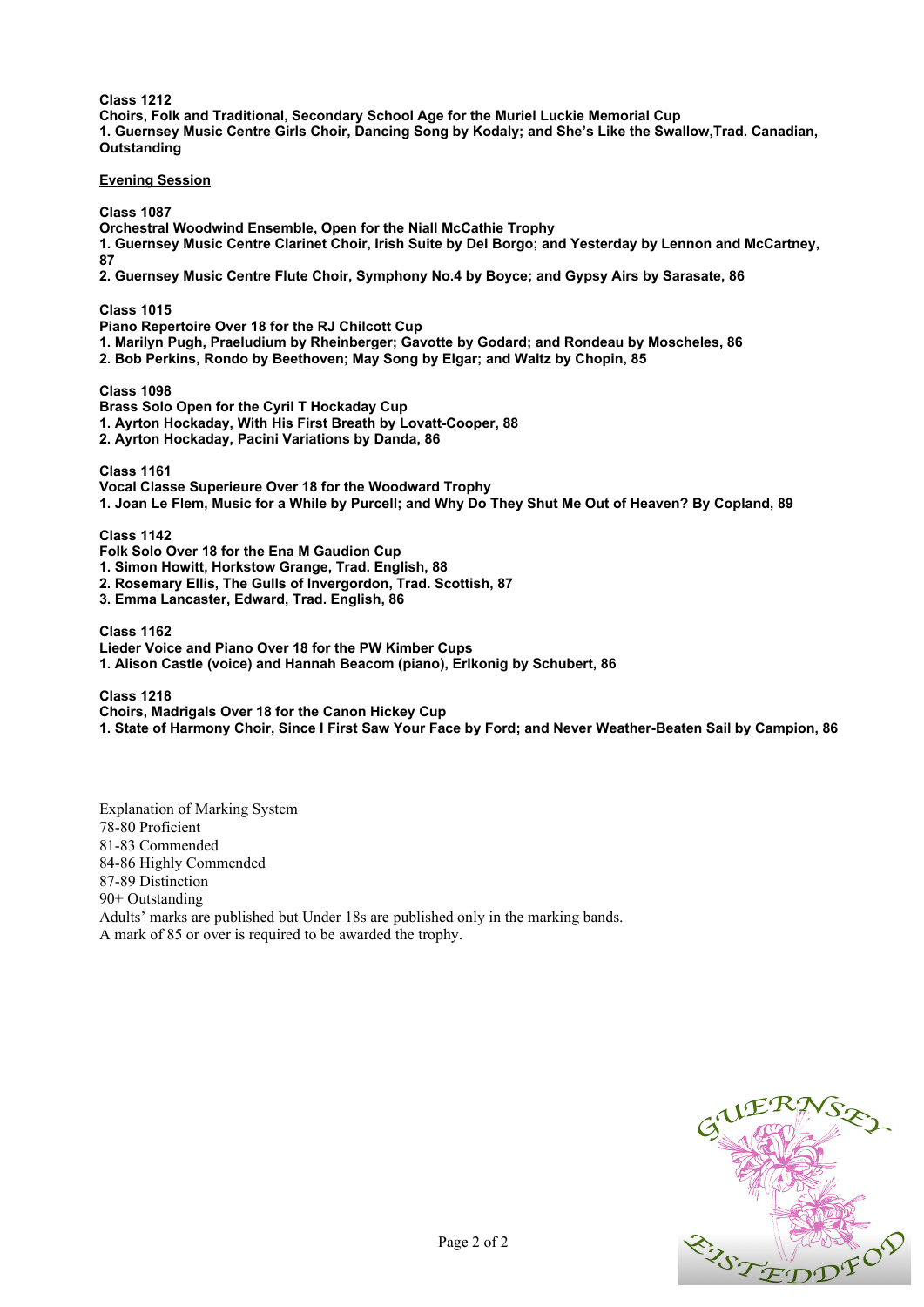**Class 1212**
**Choirs, Folk and Traditional, Secondary School Age for the Muriel Luckie Memorial Cup**
**1. Guernsey Music Centre Girls Choir, Dancing Song by Kodaly; and She's Like the Swallow,Trad. Canadian, Outstanding**

**Evening Session**

**Class 1087**
**Orchestral Woodwind Ensemble, Open for the Niall McCathie Trophy**
**1. Guernsey Music Centre Clarinet Choir, Irish Suite by Del Borgo; and Yesterday by Lennon and McCartney, 87**
**2. Guernsey Music Centre Flute Choir, Symphony No.4 by Boyce; and Gypsy Airs by Sarasate, 86**

**Class 1015**
**Piano Repertoire Over 18 for the RJ Chilcott Cup**
**1. Marilyn Pugh, Praeludium by Rheinberger; Gavotte by Godard; and Rondeau by Moscheles, 86**
**2. Bob Perkins, Rondo by Beethoven; May Song by Elgar; and Waltz by Chopin, 85**

**Class 1098**
**Brass Solo Open for the Cyril T Hockaday Cup**
**1. Ayrton Hockaday, With His First Breath by Lovatt-Cooper, 88**
**2. Ayrton Hockaday, Pacini Variations by Danda, 86**

**Class 1161**
**Vocal Classe Superieure Over 18 for the Woodward Trophy**
**1. Joan Le Flem, Music for a While by Purcell; and Why Do They Shut Me Out of Heaven? By Copland, 89**

**Class 1142**
**Folk Solo Over 18 for the Ena M Gaudion Cup**
**1. Simon Howitt, Horkstow Grange, Trad. English, 88**
**2. Rosemary Ellis, The Gulls of Invergordon, Trad. Scottish, 87**
**3. Emma Lancaster, Edward, Trad. English, 86**

**Class 1162**
**Lieder Voice and Piano Over 18 for the PW Kimber Cups**
**1. Alison Castle (voice) and Hannah Beacom (piano), Erlkonig by Schubert, 86**

**Class 1218**
**Choirs, Madrigals Over 18 for the Canon Hickey Cup**
**1. State of Harmony Choir, Since I First Saw Your Face by Ford; and Never Weather-Beaten Sail by Campion, 86**

Explanation of Marking System
78-80 Proficient
81-83 Commended
84-86 Highly Commended
87-89 Distinction
90+ Outstanding
Adults' marks are published but Under 18s are published only in the marking bands.
A mark of 85 or over is required to be awarded the trophy.